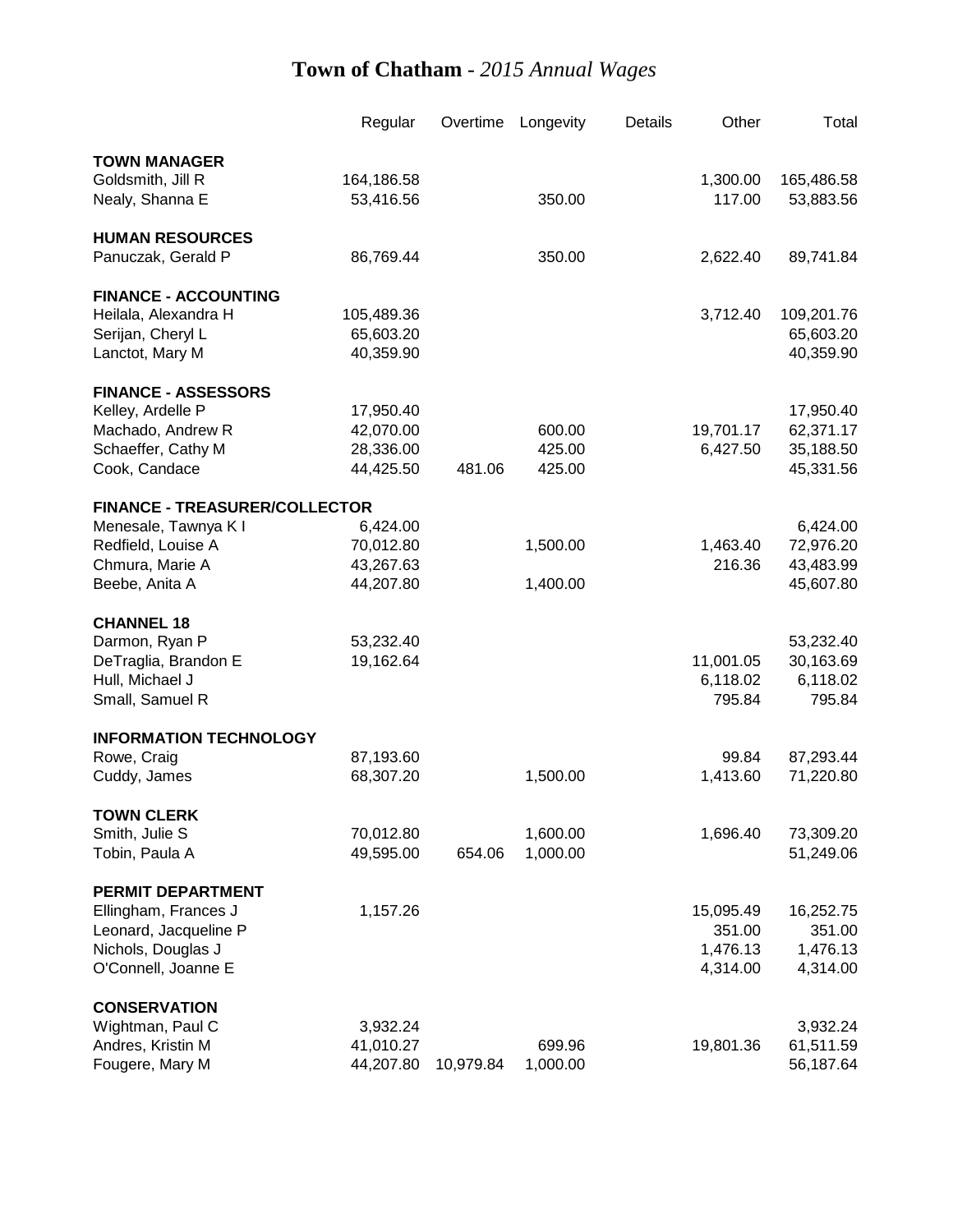# **Town of Chatham** - *2015 Annual Wages*

| | Regular | Overtime | Longevity | Details | Other | Total |
|---|---|---|---|---|---|---|
| **TOWN MANAGER** | | | | | | |
| Goldsmith, Jill R | 164,186.58 | | | | 1,300.00 | 165,486.58 |
| Nealy, Shanna E | 53,416.56 | | 350.00 | | 117.00 | 53,883.56 |
| **HUMAN RESOURCES** | | | | | | |
| Panuczak, Gerald P | 86,769.44 | | 350.00 | | 2,622.40 | 89,741.84 |
| **FINANCE - ACCOUNTING** | | | | | | |
| Heilala, Alexandra H | 105,489.36 | | | | 3,712.40 | 109,201.76 |
| Serijan, Cheryl L | 65,603.20 | | | | | 65,603.20 |
| Lanctot, Mary M | 40,359.90 | | | | | 40,359.90 |
| **FINANCE - ASSESSORS** | | | | | | |
| Kelley, Ardelle P | 17,950.40 | | | | | 17,950.40 |
| Machado, Andrew R | 42,070.00 | | 600.00 | | 19,701.17 | 62,371.17 |
| Schaeffer, Cathy M | 28,336.00 | | 425.00 | | 6,427.50 | 35,188.50 |
| Cook, Candace | 44,425.50 | 481.06 | 425.00 | | | 45,331.56 |
| **FINANCE - TREASURER/COLLECTOR** | | | | | | |
| Menesale, Tawnya K I | 6,424.00 | | | | | 6,424.00 |
| Redfield, Louise A | 70,012.80 | | 1,500.00 | | 1,463.40 | 72,976.20 |
| Chmura, Marie A | 43,267.63 | | | | 216.36 | 43,483.99 |
| Beebe, Anita A | 44,207.80 | | 1,400.00 | | | 45,607.80 |
| **CHANNEL 18** | | | | | | |
| Darmon, Ryan P | 53,232.40 | | | | | 53,232.40 |
| DeTraglia, Brandon E | 19,162.64 | | | | 11,001.05 | 30,163.69 |
| Hull, Michael J | | | | | 6,118.02 | 6,118.02 |
| Small, Samuel R | | | | | 795.84 | 795.84 |
| **INFORMATION TECHNOLOGY** | | | | | | |
| Rowe, Craig | 87,193.60 | | | | 99.84 | 87,293.44 |
| Cuddy, James | 68,307.20 | | 1,500.00 | | 1,413.60 | 71,220.80 |
| **TOWN CLERK** | | | | | | |
| Smith, Julie S | 70,012.80 | | 1,600.00 | | 1,696.40 | 73,309.20 |
| Tobin, Paula A | 49,595.00 | 654.06 | 1,000.00 | | | 51,249.06 |
| **PERMIT DEPARTMENT** | | | | | | |
| Ellingham, Frances J | 1,157.26 | | | | 15,095.49 | 16,252.75 |
| Leonard, Jacqueline P | | | | | 351.00 | 351.00 |
| Nichols, Douglas J | | | | | 1,476.13 | 1,476.13 |
| O'Connell, Joanne E | | | | | 4,314.00 | 4,314.00 |
| **CONSERVATION** | | | | | | |
| Wightman, Paul C | 3,932.24 | | | | | 3,932.24 |
| Andres, Kristin M | 41,010.27 | | 699.96 | | 19,801.36 | 61,511.59 |
| Fougere, Mary M | 44,207.80 | 10,979.84 | 1,000.00 | | | 56,187.64 |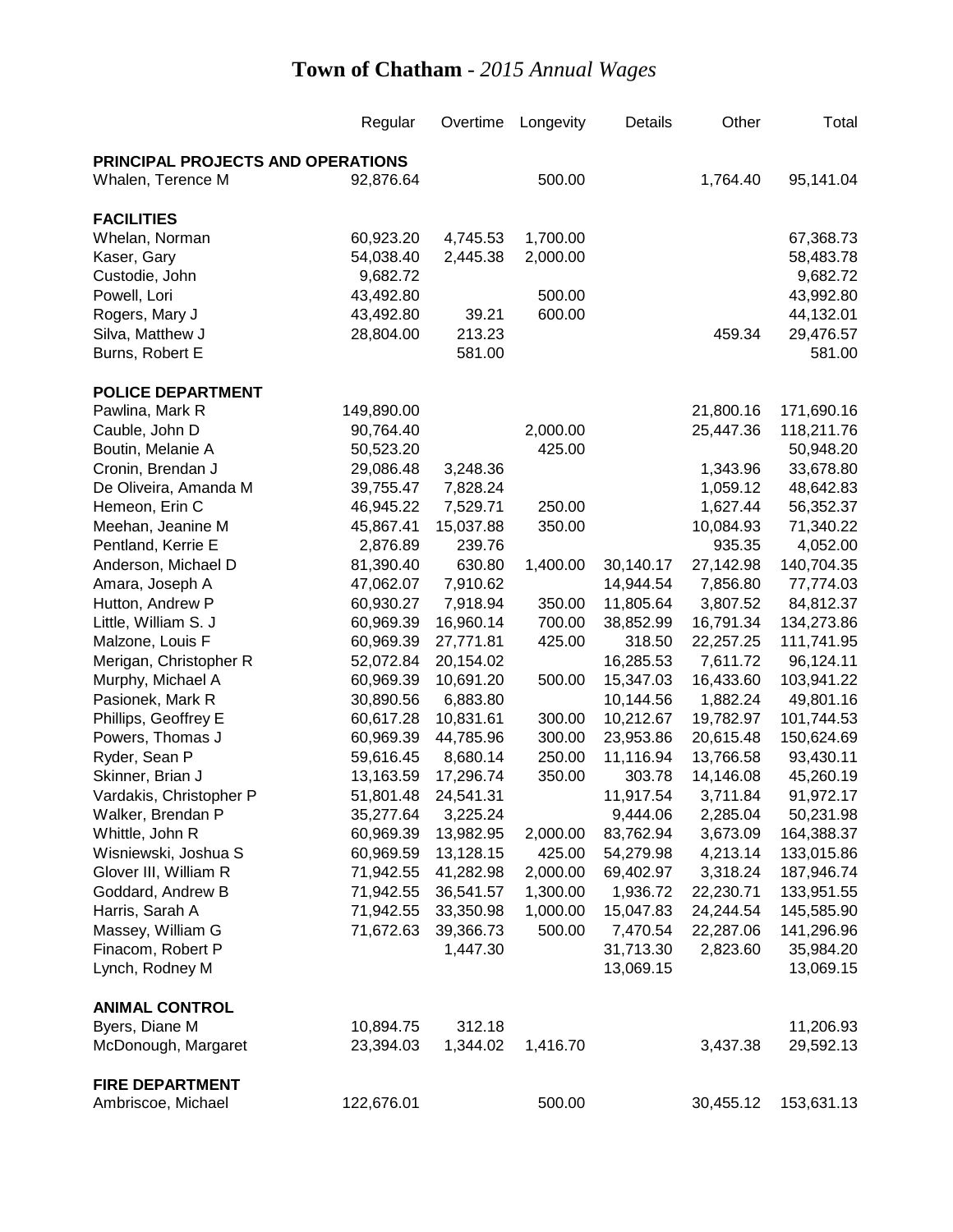# Town of Chatham - *2015 Annual Wages*

| | Regular | Overtime | Longevity | Details | Other | Total |
|---|---|---|---|---|---|---|
| **PRINCIPAL PROJECTS AND OPERATIONS** | | | | | | |
| Whalen, Terence M | 92,876.64 | | 500.00 | | 1,764.40 | 95,141.04 |
| **FACILITIES** | | | | | | |
| Whelan, Norman | 60,923.20 | 4,745.53 | 1,700.00 | | | 67,368.73 |
| Kaser, Gary | 54,038.40 | 2,445.38 | 2,000.00 | | | 58,483.78 |
| Custodie, John | 9,682.72 | | | | | 9,682.72 |
| Powell, Lori | 43,492.80 | | 500.00 | | | 43,992.80 |
| Rogers, Mary J | 43,492.80 | 39.21 | 600.00 | | | 44,132.01 |
| Silva, Matthew J | 28,804.00 | 213.23 | | | 459.34 | 29,476.57 |
| Burns, Robert E | | 581.00 | | | | 581.00 |
| **POLICE DEPARTMENT** | | | | | | |
| Pawlina, Mark R | 149,890.00 | | | | 21,800.16 | 171,690.16 |
| Cauble, John D | 90,764.40 | | 2,000.00 | | 25,447.36 | 118,211.76 |
| Boutin, Melanie A | 50,523.20 | | 425.00 | | | 50,948.20 |
| Cronin, Brendan J | 29,086.48 | 3,248.36 | | | 1,343.96 | 33,678.80 |
| De Oliveira, Amanda M | 39,755.47 | 7,828.24 | | | 1,059.12 | 48,642.83 |
| Hemeon, Erin C | 46,945.22 | 7,529.71 | 250.00 | | 1,627.44 | 56,352.37 |
| Meehan, Jeanine M | 45,867.41 | 15,037.88 | 350.00 | | 10,084.93 | 71,340.22 |
| Pentland, Kerrie E | 2,876.89 | 239.76 | | | 935.35 | 4,052.00 |
| Anderson, Michael D | 81,390.40 | 630.80 | 1,400.00 | 30,140.17 | 27,142.98 | 140,704.35 |
| Amara, Joseph A | 47,062.07 | 7,910.62 | | 14,944.54 | 7,856.80 | 77,774.03 |
| Hutton, Andrew P | 60,930.27 | 7,918.94 | 350.00 | 11,805.64 | 3,807.52 | 84,812.37 |
| Little, William S. J | 60,969.39 | 16,960.14 | 700.00 | 38,852.99 | 16,791.34 | 134,273.86 |
| Malzone, Louis F | 60,969.39 | 27,771.81 | 425.00 | 318.50 | 22,257.25 | 111,741.95 |
| Merigan, Christopher R | 52,072.84 | 20,154.02 | | 16,285.53 | 7,611.72 | 96,124.11 |
| Murphy, Michael A | 60,969.39 | 10,691.20 | 500.00 | 15,347.03 | 16,433.60 | 103,941.22 |
| Pasionek, Mark R | 30,890.56 | 6,883.80 | | 10,144.56 | 1,882.24 | 49,801.16 |
| Phillips, Geoffrey E | 60,617.28 | 10,831.61 | 300.00 | 10,212.67 | 19,782.97 | 101,744.53 |
| Powers, Thomas J | 60,969.39 | 44,785.96 | 300.00 | 23,953.86 | 20,615.48 | 150,624.69 |
| Ryder, Sean P | 59,616.45 | 8,680.14 | 250.00 | 11,116.94 | 13,766.58 | 93,430.11 |
| Skinner, Brian J | 13,163.59 | 17,296.74 | 350.00 | 303.78 | 14,146.08 | 45,260.19 |
| Vardakis, Christopher P | 51,801.48 | 24,541.31 | | 11,917.54 | 3,711.84 | 91,972.17 |
| Walker, Brendan P | 35,277.64 | 3,225.24 | | 9,444.06 | 2,285.04 | 50,231.98 |
| Whittle, John R | 60,969.39 | 13,982.95 | 2,000.00 | 83,762.94 | 3,673.09 | 164,388.37 |
| Wisniewski, Joshua S | 60,969.59 | 13,128.15 | 425.00 | 54,279.98 | 4,213.14 | 133,015.86 |
| Glover III, William R | 71,942.55 | 41,282.98 | 2,000.00 | 69,402.97 | 3,318.24 | 187,946.74 |
| Goddard, Andrew B | 71,942.55 | 36,541.57 | 1,300.00 | 1,936.72 | 22,230.71 | 133,951.55 |
| Harris, Sarah A | 71,942.55 | 33,350.98 | 1,000.00 | 15,047.83 | 24,244.54 | 145,585.90 |
| Massey, William G | 71,672.63 | 39,366.73 | 500.00 | 7,470.54 | 22,287.06 | 141,296.96 |
| Finacom, Robert P | | 1,447.30 | | 31,713.30 | 2,823.60 | 35,984.20 |
| Lynch, Rodney M | | | | 13,069.15 | | 13,069.15 |
| **ANIMAL CONTROL** | | | | | | |
| Byers, Diane M | 10,894.75 | 312.18 | | | | 11,206.93 |
| McDonough, Margaret | 23,394.03 | 1,344.02 | 1,416.70 | | 3,437.38 | 29,592.13 |
| **FIRE DEPARTMENT** | | | | | | |
| Ambriscoe, Michael | 122,676.01 | | 500.00 | | 30,455.12 | 153,631.13 |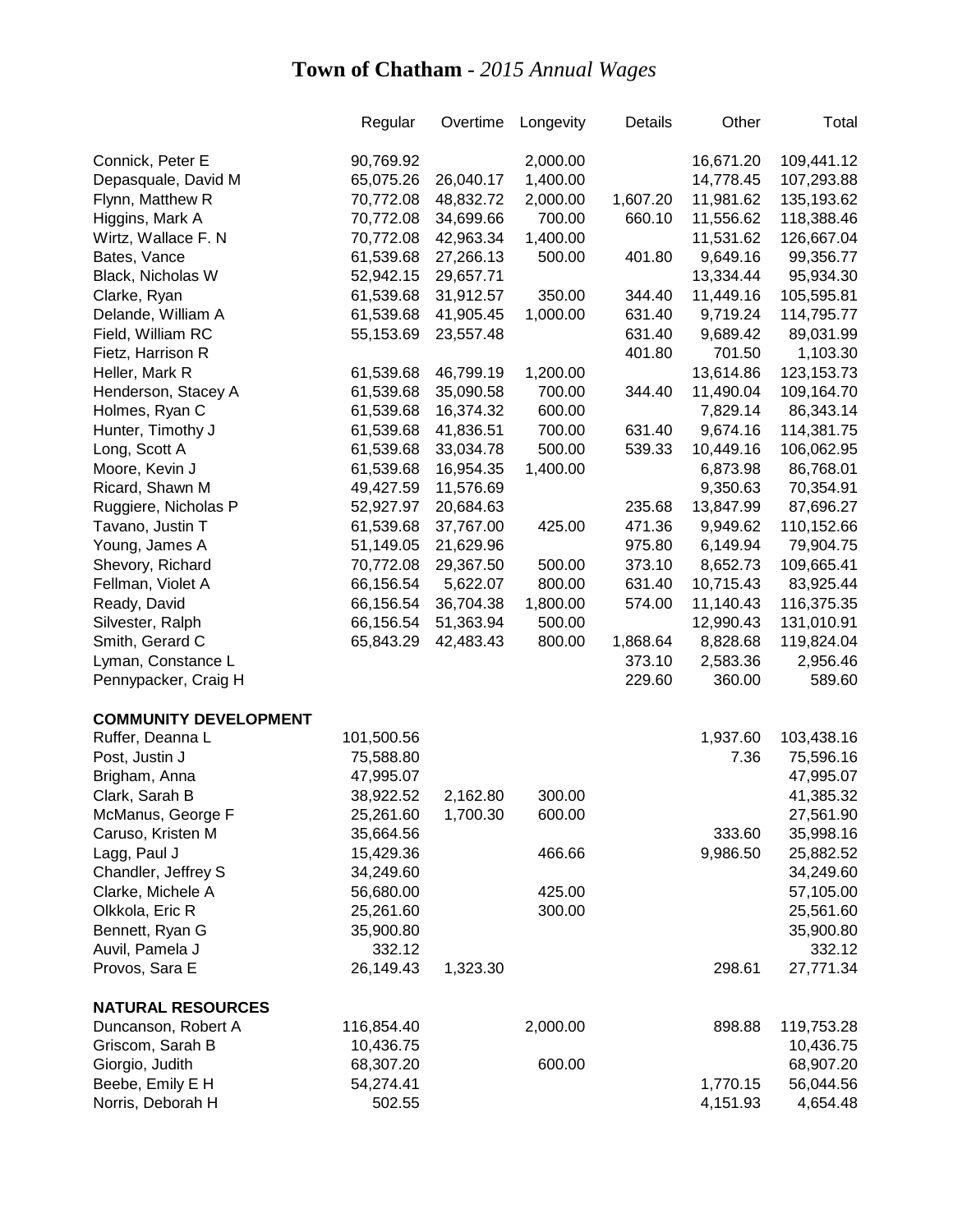# **Town of Chatham** - *2015 Annual Wages*

| | Regular | Overtime | Longevity | Details | Other | Total |
|---|---|---|---|---|---|---|
| Connick, Peter E | 90,769.92 | | 2,000.00 | | 16,671.20 | 109,441.12 |
| Depasquale, David M | 65,075.26 | 26,040.17 | 1,400.00 | | 14,778.45 | 107,293.88 |
| Flynn, Matthew R | 70,772.08 | 48,832.72 | 2,000.00 | 1,607.20 | 11,981.62 | 135,193.62 |
| Higgins, Mark A | 70,772.08 | 34,699.66 | 700.00 | 660.10 | 11,556.62 | 118,388.46 |
| Wirtz, Wallace F. N | 70,772.08 | 42,963.34 | 1,400.00 | | 11,531.62 | 126,667.04 |
| Bates, Vance | 61,539.68 | 27,266.13 | 500.00 | 401.80 | 9,649.16 | 99,356.77 |
| Black, Nicholas W | 52,942.15 | 29,657.71 | | | 13,334.44 | 95,934.30 |
| Clarke, Ryan | 61,539.68 | 31,912.57 | 350.00 | 344.40 | 11,449.16 | 105,595.81 |
| Delande, William A | 61,539.68 | 41,905.45 | 1,000.00 | 631.40 | 9,719.24 | 114,795.77 |
| Field, William RC | 55,153.69 | 23,557.48 | | 631.40 | 9,689.42 | 89,031.99 |
| Fietz, Harrison R | | | | 401.80 | 701.50 | 1,103.30 |
| Heller, Mark R | 61,539.68 | 46,799.19 | 1,200.00 | | 13,614.86 | 123,153.73 |
| Henderson, Stacey A | 61,539.68 | 35,090.58 | 700.00 | 344.40 | 11,490.04 | 109,164.70 |
| Holmes, Ryan C | 61,539.68 | 16,374.32 | 600.00 | | 7,829.14 | 86,343.14 |
| Hunter, Timothy J | 61,539.68 | 41,836.51 | 700.00 | 631.40 | 9,674.16 | 114,381.75 |
| Long, Scott A | 61,539.68 | 33,034.78 | 500.00 | 539.33 | 10,449.16 | 106,062.95 |
| Moore, Kevin J | 61,539.68 | 16,954.35 | 1,400.00 | | 6,873.98 | 86,768.01 |
| Ricard, Shawn M | 49,427.59 | 11,576.69 | | | 9,350.63 | 70,354.91 |
| Ruggiere, Nicholas P | 52,927.97 | 20,684.63 | | 235.68 | 13,847.99 | 87,696.27 |
| Tavano, Justin T | 61,539.68 | 37,767.00 | 425.00 | 471.36 | 9,949.62 | 110,152.66 |
| Young, James A | 51,149.05 | 21,629.96 | | 975.80 | 6,149.94 | 79,904.75 |
| Shevory, Richard | 70,772.08 | 29,367.50 | 500.00 | 373.10 | 8,652.73 | 109,665.41 |
| Fellman, Violet A | 66,156.54 | 5,622.07 | 800.00 | 631.40 | 10,715.43 | 83,925.44 |
| Ready, David | 66,156.54 | 36,704.38 | 1,800.00 | 574.00 | 11,140.43 | 116,375.35 |
| Silvester, Ralph | 66,156.54 | 51,363.94 | 500.00 | | 12,990.43 | 131,010.91 |
| Smith, Gerard C | 65,843.29 | 42,483.43 | 800.00 | 1,868.64 | 8,828.68 | 119,824.04 |
| Lyman, Constance L | | | | 373.10 | 2,583.36 | 2,956.46 |
| Pennypacker, Craig H | | | | 229.60 | 360.00 | 589.60 |
| **COMMUNITY DEVELOPMENT** | | | | | | |
| Ruffer, Deanna L | 101,500.56 | | | | 1,937.60 | 103,438.16 |
| Post, Justin J | 75,588.80 | | | | 7.36 | 75,596.16 |
| Brigham, Anna | 47,995.07 | | | | | 47,995.07 |
| Clark, Sarah B | 38,922.52 | 2,162.80 | 300.00 | | | 41,385.32 |
| McManus, George F | 25,261.60 | 1,700.30 | 600.00 | | | 27,561.90 |
| Caruso, Kristen M | 35,664.56 | | | | 333.60 | 35,998.16 |
| Lagg, Paul J | 15,429.36 | | 466.66 | | 9,986.50 | 25,882.52 |
| Chandler, Jeffrey S | 34,249.60 | | | | | 34,249.60 |
| Clarke, Michele A | 56,680.00 | | 425.00 | | | 57,105.00 |
| Olkkola, Eric R | 25,261.60 | | 300.00 | | | 25,561.60 |
| Bennett, Ryan G | 35,900.80 | | | | | 35,900.80 |
| Auvil, Pamela J | 332.12 | | | | | 332.12 |
| Provos, Sara E | 26,149.43 | 1,323.30 | | | 298.61 | 27,771.34 |
| **NATURAL RESOURCES** | | | | | | |
| Duncanson, Robert A | 116,854.40 | | 2,000.00 | | 898.88 | 119,753.28 |
| Griscom, Sarah B | 10,436.75 | | | | | 10,436.75 |
| Giorgio, Judith | 68,307.20 | | 600.00 | | | 68,907.20 |
| Beebe, Emily E H | 54,274.41 | | | | 1,770.15 | 56,044.56 |
| Norris, Deborah H | 502.55 | | | | 4,151.93 | 4,654.48 |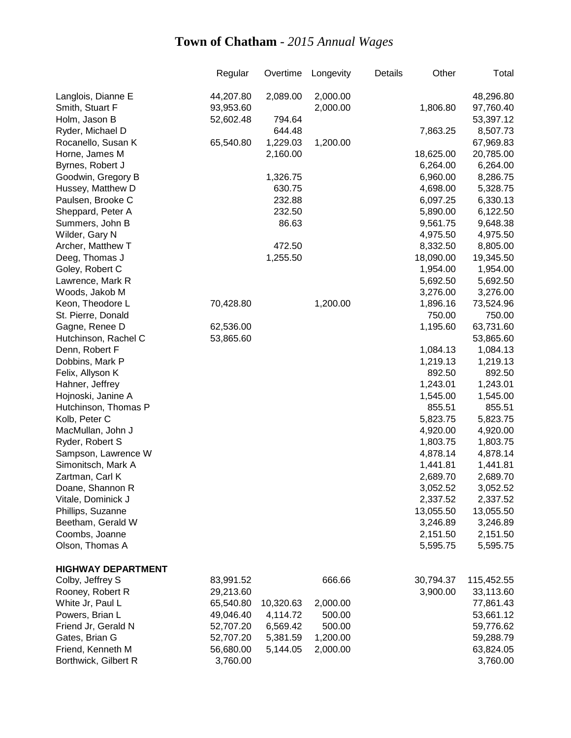# **Town of Chatham** - *2015 Annual Wages*

| | Regular | Overtime | Longevity | Details | Other | Total |
|---|---|---|---|---|---|---|
| Langlois, Dianne E | 44,207.80 | 2,089.00 | 2,000.00 | | | 48,296.80 |
| Smith, Stuart F | 93,953.60 | | 2,000.00 | | 1,806.80 | 97,760.40 |
| Holm, Jason B | 52,602.48 | 794.64 | | | | 53,397.12 |
| Ryder, Michael D | | 644.48 | | | 7,863.25 | 8,507.73 |
| Rocanello, Susan K | 65,540.80 | 1,229.03 | 1,200.00 | | | 67,969.83 |
| Horne, James M | | 2,160.00 | | | 18,625.00 | 20,785.00 |
| Byrnes, Robert J | | | | | 6,264.00 | 6,264.00 |
| Goodwin, Gregory B | | 1,326.75 | | | 6,960.00 | 8,286.75 |
| Hussey, Matthew D | | 630.75 | | | 4,698.00 | 5,328.75 |
| Paulsen, Brooke C | | 232.88 | | | 6,097.25 | 6,330.13 |
| Sheppard, Peter A | | 232.50 | | | 5,890.00 | 6,122.50 |
| Summers, John B | | 86.63 | | | 9,561.75 | 9,648.38 |
| Wilder, Gary N | | | | | 4,975.50 | 4,975.50 |
| Archer, Matthew T | | 472.50 | | | 8,332.50 | 8,805.00 |
| Deeg, Thomas J | | 1,255.50 | | | 18,090.00 | 19,345.50 |
| Goley, Robert C | | | | | 1,954.00 | 1,954.00 |
| Lawrence, Mark R | | | | | 5,692.50 | 5,692.50 |
| Woods, Jakob M | | | | | 3,276.00 | 3,276.00 |
| Keon, Theodore L | 70,428.80 | | 1,200.00 | | 1,896.16 | 73,524.96 |
| St. Pierre, Donald | | | | | 750.00 | 750.00 |
| Gagne, Renee D | 62,536.00 | | | | 1,195.60 | 63,731.60 |
| Hutchinson, Rachel C | 53,865.60 | | | | | 53,865.60 |
| Denn, Robert F | | | | | 1,084.13 | 1,084.13 |
| Dobbins, Mark P | | | | | 1,219.13 | 1,219.13 |
| Felix, Allyson K | | | | | 892.50 | 892.50 |
| Hahner, Jeffrey | | | | | 1,243.01 | 1,243.01 |
| Hojnoski, Janine A | | | | | 1,545.00 | 1,545.00 |
| Hutchinson, Thomas P | | | | | 855.51 | 855.51 |
| Kolb, Peter C | | | | | 5,823.75 | 5,823.75 |
| MacMullan, John J | | | | | 4,920.00 | 4,920.00 |
| Ryder, Robert S | | | | | 1,803.75 | 1,803.75 |
| Sampson, Lawrence W | | | | | 4,878.14 | 4,878.14 |
| Simonitsch, Mark A | | | | | 1,441.81 | 1,441.81 |
| Zartman, Carl K | | | | | 2,689.70 | 2,689.70 |
| Doane, Shannon R | | | | | 3,052.52 | 3,052.52 |
| Vitale, Dominick J | | | | | 2,337.52 | 2,337.52 |
| Phillips, Suzanne | | | | | 13,055.50 | 13,055.50 |
| Beetham, Gerald W | | | | | 3,246.89 | 3,246.89 |
| Coombs, Joanne | | | | | 2,151.50 | 2,151.50 |
| Olson, Thomas A | | | | | 5,595.75 | 5,595.75 |
| **HIGHWAY DEPARTMENT** | | | | | | |
| Colby, Jeffrey S | 83,991.52 | | 666.66 | | 30,794.37 | 115,452.55 |
| Rooney, Robert R | 29,213.60 | | | | 3,900.00 | 33,113.60 |
| White Jr, Paul L | 65,540.80 | 10,320.63 | 2,000.00 | | | 77,861.43 |
| Powers, Brian L | 49,046.40 | 4,114.72 | 500.00 | | | 53,661.12 |
| Friend Jr, Gerald N | 52,707.20 | 6,569.42 | 500.00 | | | 59,776.62 |
| Gates, Brian G | 52,707.20 | 5,381.59 | 1,200.00 | | | 59,288.79 |
| Friend, Kenneth M | 56,680.00 | 5,144.05 | 2,000.00 | | | 63,824.05 |
| Borthwick, Gilbert R | 3,760.00 | | | | | 3,760.00 |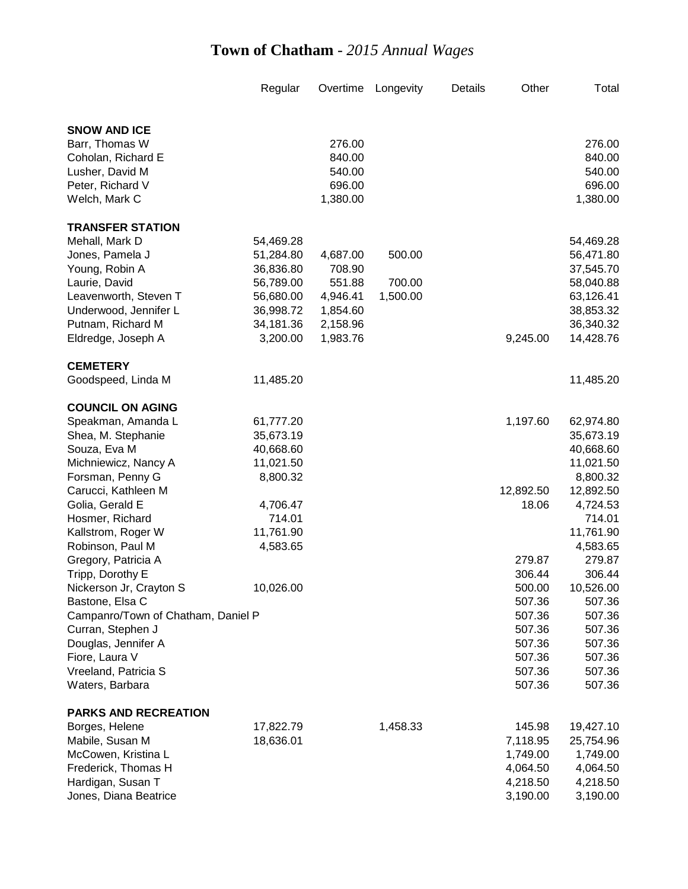# **Town of Chatham** - *2015 Annual Wages*

| | Regular | Overtime | Longevity | Details | Other | Total |
|---|---|---|---|---|---|---|
| **SNOW AND ICE** | | | | | | |
| Barr, Thomas W | | 276.00 | | | | 276.00 |
| Coholan, Richard E | | 840.00 | | | | 840.00 |
| Lusher, David M | | 540.00 | | | | 540.00 |
| Peter, Richard V | | 696.00 | | | | 696.00 |
| Welch, Mark C | | 1,380.00 | | | | 1,380.00 |
| **TRANSFER STATION** | | | | | | |
| Mehall, Mark D | 54,469.28 | | | | | 54,469.28 |
| Jones, Pamela J | 51,284.80 | 4,687.00 | 500.00 | | | 56,471.80 |
| Young, Robin A | 36,836.80 | 708.90 | | | | 37,545.70 |
| Laurie, David | 56,789.00 | 551.88 | 700.00 | | | 58,040.88 |
| Leavenworth, Steven T | 56,680.00 | 4,946.41 | 1,500.00 | | | 63,126.41 |
| Underwood, Jennifer L | 36,998.72 | 1,854.60 | | | | 38,853.32 |
| Putnam, Richard M | 34,181.36 | 2,158.96 | | | | 36,340.32 |
| Eldredge, Joseph A | 3,200.00 | 1,983.76 | | | 9,245.00 | 14,428.76 |
| **CEMETERY** | | | | | | |
| Goodspeed, Linda M | 11,485.20 | | | | | 11,485.20 |
| **COUNCIL ON AGING** | | | | | | |
| Speakman, Amanda L | 61,777.20 | | | | 1,197.60 | 62,974.80 |
| Shea, M. Stephanie | 35,673.19 | | | | | 35,673.19 |
| Souza, Eva M | 40,668.60 | | | | | 40,668.60 |
| Michniewicz, Nancy A | 11,021.50 | | | | | 11,021.50 |
| Forsman, Penny G | 8,800.32 | | | | | 8,800.32 |
| Carucci, Kathleen M | | | | | 12,892.50 | 12,892.50 |
| Golia, Gerald E | 4,706.47 | | | | 18.06 | 4,724.53 |
| Hosmer, Richard | 714.01 | | | | | 714.01 |
| Kallstrom, Roger W | 11,761.90 | | | | | 11,761.90 |
| Robinson, Paul M | 4,583.65 | | | | | 4,583.65 |
| Gregory, Patricia A | | | | | 279.87 | 279.87 |
| Tripp, Dorothy E | | | | | 306.44 | 306.44 |
| Nickerson Jr, Crayton S | 10,026.00 | | | | 500.00 | 10,526.00 |
| Bastone, Elsa C | | | | | 507.36 | 507.36 |
| Campanro/Town of Chatham, Daniel P | | | | | 507.36 | 507.36 |
| Curran, Stephen J | | | | | 507.36 | 507.36 |
| Douglas, Jennifer A | | | | | 507.36 | 507.36 |
| Fiore, Laura V | | | | | 507.36 | 507.36 |
| Vreeland, Patricia S | | | | | 507.36 | 507.36 |
| Waters, Barbara | | | | | 507.36 | 507.36 |
| **PARKS AND RECREATION** | | | | | | |
| Borges, Helene | 17,822.79 | | 1,458.33 | | 145.98 | 19,427.10 |
| Mabile, Susan M | 18,636.01 | | | | 7,118.95 | 25,754.96 |
| McCowen, Kristina L | | | | | 1,749.00 | 1,749.00 |
| Frederick, Thomas H | | | | | 4,064.50 | 4,064.50 |
| Hardigan, Susan T | | | | | 4,218.50 | 4,218.50 |
| Jones, Diana Beatrice | | | | | 3,190.00 | 3,190.00 |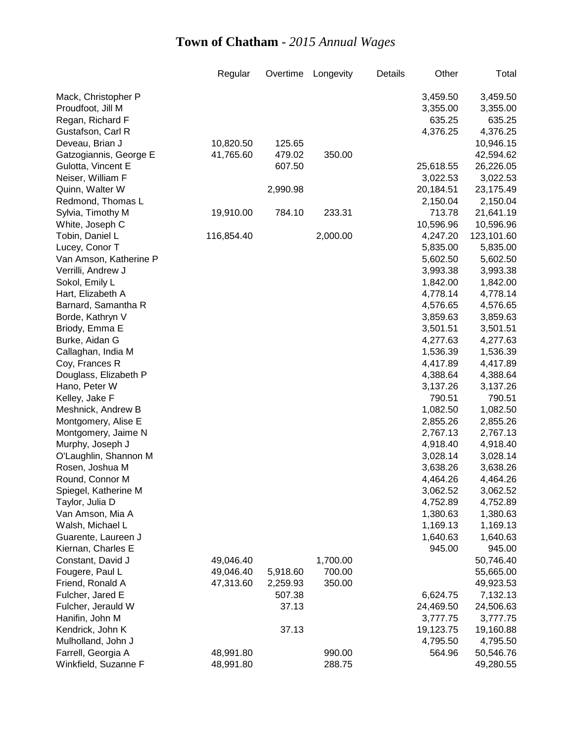# **Town of Chatham** - *2015 Annual Wages*

| | Regular | Overtime | Longevity | Details | Other | Total |
|---|---|---|---|---|---|---|
| Mack, Christopher P | | | | | 3,459.50 | 3,459.50 |
| Proudfoot, Jill M | | | | | 3,355.00 | 3,355.00 |
| Regan, Richard F | | | | | 635.25 | 635.25 |
| Gustafson, Carl R | | | | | 4,376.25 | 4,376.25 |
| Deveau, Brian J | 10,820.50 | 125.65 | | | | 10,946.15 |
| Gatzogiannis, George E | 41,765.60 | 479.02 | 350.00 | | | 42,594.62 |
| Gulotta, Vincent E | | 607.50 | | | 25,618.55 | 26,226.05 |
| Neiser, William F | | | | | 3,022.53 | 3,022.53 |
| Quinn, Walter W | | 2,990.98 | | | 20,184.51 | 23,175.49 |
| Redmond, Thomas L | | | | | 2,150.04 | 2,150.04 |
| Sylvia, Timothy M | 19,910.00 | 784.10 | 233.31 | | 713.78 | 21,641.19 |
| White, Joseph C | | | | | 10,596.96 | 10,596.96 |
| Tobin, Daniel L | 116,854.40 | | 2,000.00 | | 4,247.20 | 123,101.60 |
| Lucey, Conor T | | | | | 5,835.00 | 5,835.00 |
| Van Amson, Katherine P | | | | | 5,602.50 | 5,602.50 |
| Verrilli, Andrew J | | | | | 3,993.38 | 3,993.38 |
| Sokol, Emily L | | | | | 1,842.00 | 1,842.00 |
| Hart, Elizabeth A | | | | | 4,778.14 | 4,778.14 |
| Barnard, Samantha R | | | | | 4,576.65 | 4,576.65 |
| Borde, Kathryn V | | | | | 3,859.63 | 3,859.63 |
| Briody, Emma E | | | | | 3,501.51 | 3,501.51 |
| Burke, Aidan G | | | | | 4,277.63 | 4,277.63 |
| Callaghan, India M | | | | | 1,536.39 | 1,536.39 |
| Coy, Frances R | | | | | 4,417.89 | 4,417.89 |
| Douglass, Elizabeth P | | | | | 4,388.64 | 4,388.64 |
| Hano, Peter W | | | | | 3,137.26 | 3,137.26 |
| Kelley, Jake F | | | | | 790.51 | 790.51 |
| Meshnick, Andrew B | | | | | 1,082.50 | 1,082.50 |
| Montgomery, Alise E | | | | | 2,855.26 | 2,855.26 |
| Montgomery, Jaime N | | | | | 2,767.13 | 2,767.13 |
| Murphy, Joseph J | | | | | 4,918.40 | 4,918.40 |
| O'Laughlin, Shannon M | | | | | 3,028.14 | 3,028.14 |
| Rosen, Joshua M | | | | | 3,638.26 | 3,638.26 |
| Round, Connor M | | | | | 4,464.26 | 4,464.26 |
| Spiegel, Katherine M | | | | | 3,062.52 | 3,062.52 |
| Taylor, Julia D | | | | | 4,752.89 | 4,752.89 |
| Van Amson, Mia A | | | | | 1,380.63 | 1,380.63 |
| Walsh, Michael L | | | | | 1,169.13 | 1,169.13 |
| Guarente, Laureen J | | | | | 1,640.63 | 1,640.63 |
| Kiernan, Charles E | | | | | 945.00 | 945.00 |
| Constant, David J | 49,046.40 | | 1,700.00 | | | 50,746.40 |
| Fougere, Paul L | 49,046.40 | 5,918.60 | 700.00 | | | 55,665.00 |
| Friend, Ronald A | 47,313.60 | 2,259.93 | 350.00 | | | 49,923.53 |
| Fulcher, Jared E | | 507.38 | | | 6,624.75 | 7,132.13 |
| Fulcher, Jerauld W | | 37.13 | | | 24,469.50 | 24,506.63 |
| Hanifin, John M | | | | | 3,777.75 | 3,777.75 |
| Kendrick, John K | | 37.13 | | | 19,123.75 | 19,160.88 |
| Mulholland, John J | | | | | 4,795.50 | 4,795.50 |
| Farrell, Georgia A | 48,991.80 | | 990.00 | | 564.96 | 50,546.76 |
| Winkfield, Suzanne F | 48,991.80 | | 288.75 | | | 49,280.55 |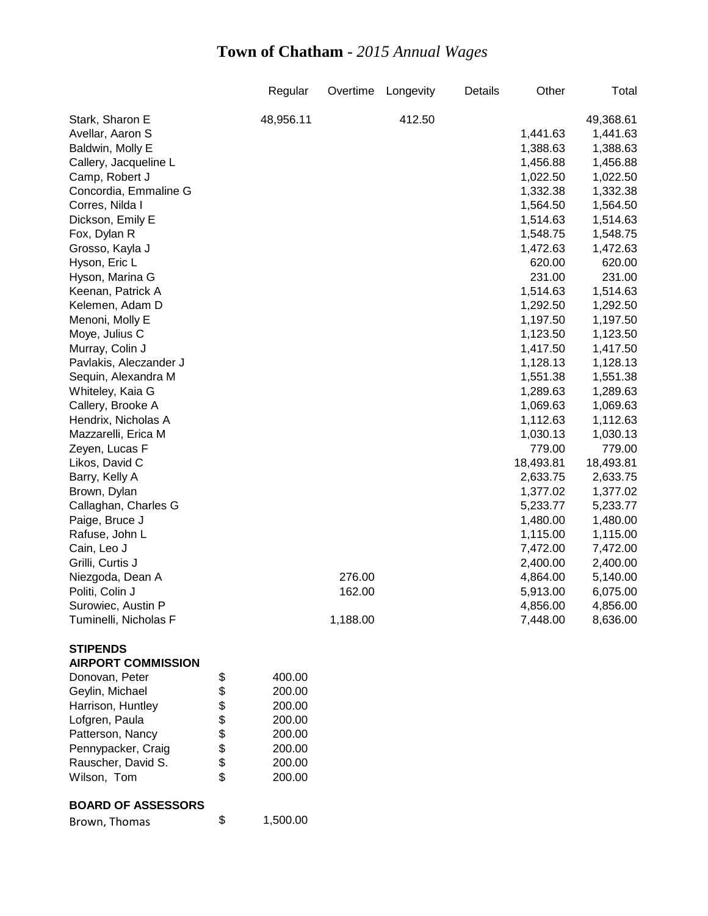# Town of Chatham - *2015 Annual Wages*

| | Regular | Overtime | Longevity | Details | Other | Total |
|---|---|---|---|---|---|---|
| Stark, Sharon E | 48,956.11 | | 412.50 | | | 49,368.61 |
| Avellar, Aaron S | | | | | 1,441.63 | 1,441.63 |
| Baldwin, Molly E | | | | | 1,388.63 | 1,388.63 |
| Callery, Jacqueline L | | | | | 1,456.88 | 1,456.88 |
| Camp, Robert J | | | | | 1,022.50 | 1,022.50 |
| Concordia, Emmaline G | | | | | 1,332.38 | 1,332.38 |
| Corres, Nilda I | | | | | 1,564.50 | 1,564.50 |
| Dickson, Emily E | | | | | 1,514.63 | 1,514.63 |
| Fox, Dylan R | | | | | 1,548.75 | 1,548.75 |
| Grosso, Kayla J | | | | | 1,472.63 | 1,472.63 |
| Hyson, Eric L | | | | | 620.00 | 620.00 |
| Hyson, Marina G | | | | | 231.00 | 231.00 |
| Keenan, Patrick A | | | | | 1,514.63 | 1,514.63 |
| Kelemen, Adam D | | | | | 1,292.50 | 1,292.50 |
| Menoni, Molly E | | | | | 1,197.50 | 1,197.50 |
| Moye, Julius C | | | | | 1,123.50 | 1,123.50 |
| Murray, Colin J | | | | | 1,417.50 | 1,417.50 |
| Pavlakis, Aleczander J | | | | | 1,128.13 | 1,128.13 |
| Sequin, Alexandra M | | | | | 1,551.38 | 1,551.38 |
| Whiteley, Kaia G | | | | | 1,289.63 | 1,289.63 |
| Callery, Brooke A | | | | | 1,069.63 | 1,069.63 |
| Hendrix, Nicholas A | | | | | 1,112.63 | 1,112.63 |
| Mazzarelli, Erica M | | | | | 1,030.13 | 1,030.13 |
| Zeyen, Lucas F | | | | | 779.00 | 779.00 |
| Likos, David C | | | | | 18,493.81 | 18,493.81 |
| Barry, Kelly A | | | | | 2,633.75 | 2,633.75 |
| Brown, Dylan | | | | | 1,377.02 | 1,377.02 |
| Callaghan, Charles G | | | | | 5,233.77 | 5,233.77 |
| Paige, Bruce J | | | | | 1,480.00 | 1,480.00 |
| Rafuse, John L | | | | | 1,115.00 | 1,115.00 |
| Cain, Leo J | | | | | 7,472.00 | 7,472.00 |
| Grilli, Curtis J | | | | | 2,400.00 | 2,400.00 |
| Niezgoda, Dean A | | 276.00 | | | 4,864.00 | 5,140.00 |
| Politi, Colin J | | 162.00 | | | 5,913.00 | 6,075.00 |
| Surowiec, Austin P | | | | | 4,856.00 | 4,856.00 |
| Tuminelli, Nicholas F | | 1,188.00 | | | 7,448.00 | 8,636.00 |

**STIPENDS**

**AIRPORT COMMISSION**

| | | |
|---|---|---|
| Donovan, Peter | $ | 400.00 |
| Geylin, Michael | $ | 200.00 |
| Harrison, Huntley | $ | 200.00 |
| Lofgren, Paula | $ | 200.00 |
| Patterson, Nancy | $ | 200.00 |
| Pennypacker, Craig | $ | 200.00 |
| Rauscher, David S. | $ | 200.00 |
| Wilson, Tom | $ | 200.00 |

**BOARD OF ASSESSORS**

| | | |
|---|---|---|
| Brown, Thomas | $ | 1,500.00 |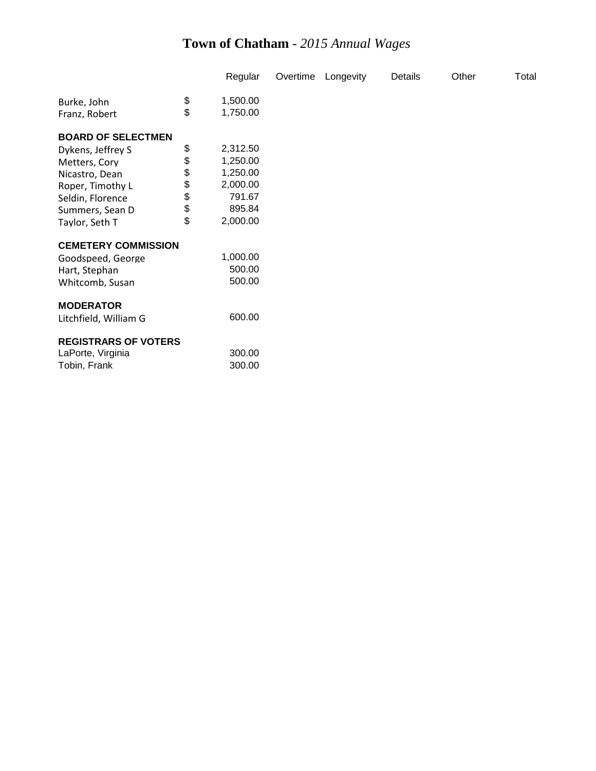# Town of Chatham - *2015 Annual Wages*

| | | Regular | Overtime | Longevity | Details | Other | Total |
|---|---|---|---|---|---|---|---|
| Burke, John | $ | 1,500.00 | | | | | |
| Franz, Robert | $ | 1,750.00 | | | | | |
| **BOARD OF SELECTMEN** | | | | | | | |
| Dykens, Jeffrey S | $ | 2,312.50 | | | | | |
| Metters, Cory | $ | 1,250.00 | | | | | |
| Nicastro, Dean | $ | 1,250.00 | | | | | |
| Roper, Timothy L | $ | 2,000.00 | | | | | |
| Seldin, Florence | $ | 791.67 | | | | | |
| Summers, Sean D | $ | 895.84 | | | | | |
| Taylor, Seth T | $ | 2,000.00 | | | | | |
| **CEMETERY COMMISSION** | | | | | | | |
| Goodspeed, George | | 1,000.00 | | | | | |
| Hart, Stephan | | 500.00 | | | | | |
| Whitcomb, Susan | | 500.00 | | | | | |
| **MODERATOR** | | | | | | | |
| Litchfield, William G | | 600.00 | | | | | |
| **REGISTRARS OF VOTERS** | | | | | | | |
| LaPorte, Virginia | | 300.00 | | | | | |
| Tobin, Frank | | 300.00 | | | | | |